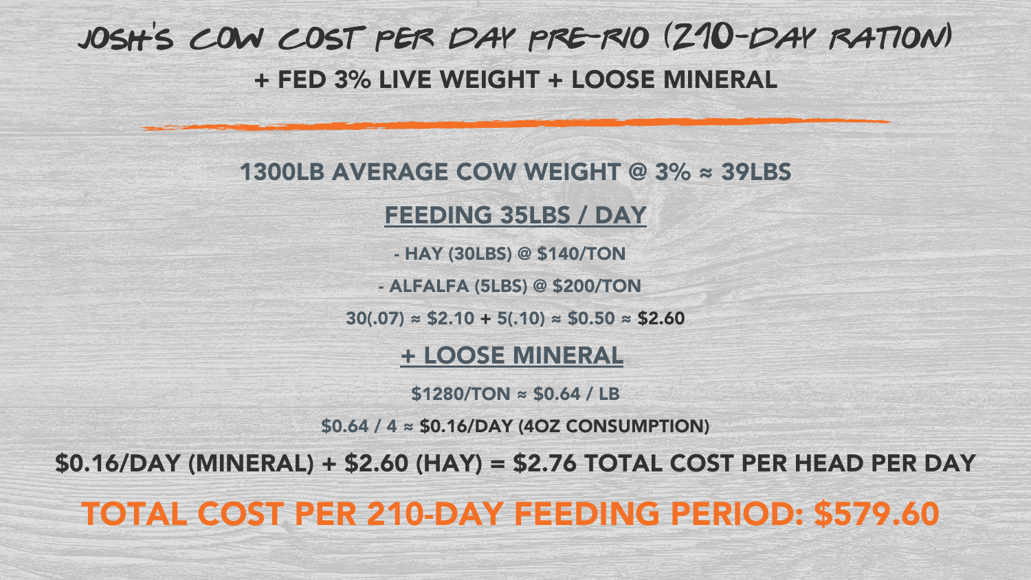# JOSH'S COW COST PER DAY PRE-RIO (210-DAY RATION)

## + FED 3% LIVE WEIGHT + LOOSE MINERAL

**1300LB AVERAGE COW WEIGHT @ 3% ≈ 39LBS**

**FEEDING 35LBS / DAY**

- HAY (30LBS) @ $140/TON
- ALFALFA (5LBS) @ $200/TON

30(.07) ≈ $2.10 + 5(.10) ≈ $0.50 ≈ **$2.60**

**+ LOOSE MINERAL**

$1280/TON ≈ $0.64 / LB

$0.64 / 4 ≈ **$0.16/DAY (4OZ CONSUMPTION)**

**$0.16/DAY (MINERAL) + $2.60 (HAY) = $2.76 TOTAL COST PER HEAD PER DAY**

**TOTAL COST PER 210-DAY FEEDING PERIOD: $579.60**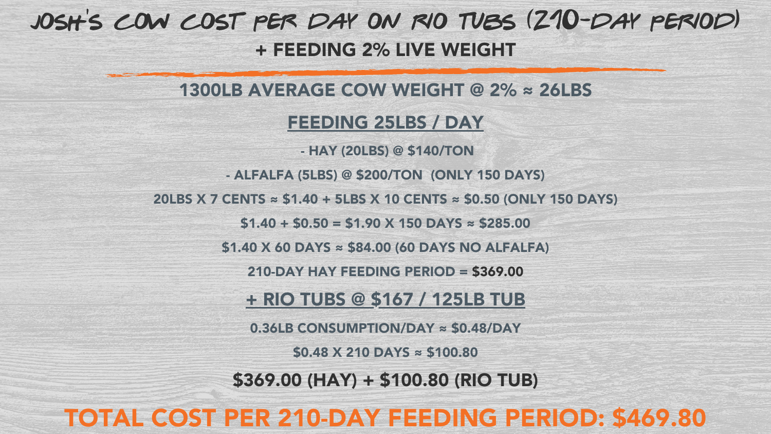# JOSH'S COW COST PER DAY ON RIO TUBS (210-DAY PERIOD)

## + FEEDING 2% LIVE WEIGHT

**1300LB AVERAGE COW WEIGHT @ 2% ≈ 26LBS**

**FEEDING 25LBS / DAY**

- HAY (20LBS) @ \$140/TON
- ALFALFA (5LBS) @ \$200/TON (ONLY 150 DAYS)

20LBS X 7 CENTS ≈ \$1.40 + 5LBS X 10 CENTS ≈ \$0.50 (ONLY 150 DAYS)

\$1.40 + \$0.50 = \$1.90 X 150 DAYS ≈ \$285.00

\$1.40 X 60 DAYS ≈ \$84.00 (60 DAYS NO ALFALFA)

210-DAY HAY FEEDING PERIOD = **\$369.00**

**+ RIO TUBS @ \$167 / 125LB TUB**

0.36LB CONSUMPTION/DAY ≈ \$0.48/DAY

\$0.48 X 210 DAYS ≈ \$100.80

**\$369.00 (HAY) + \$100.80 (RIO TUB)**

**TOTAL COST PER 210-DAY FEEDING PERIOD: \$469.80**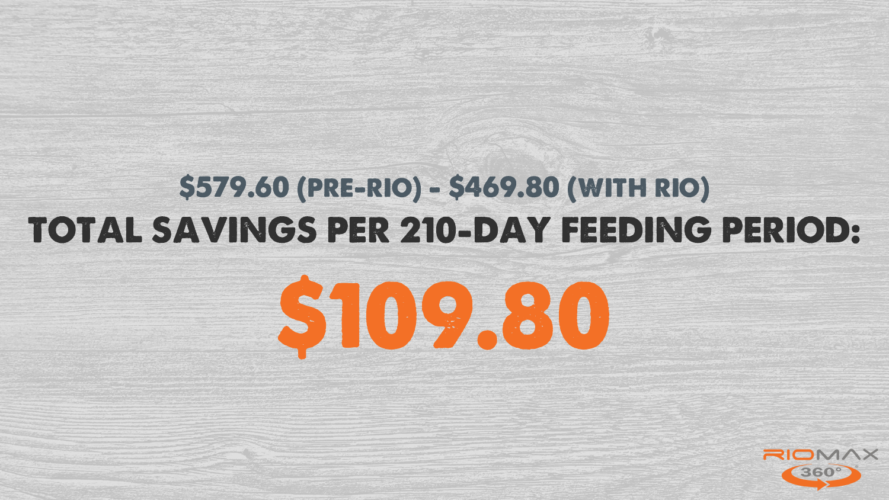$579.60 (PRE-RIO) - $469.80 (WITH RIO)

## TOTAL SAVINGS PER 210-DAY FEEDING PERIOD:

# $109.80

RIOMAX 360°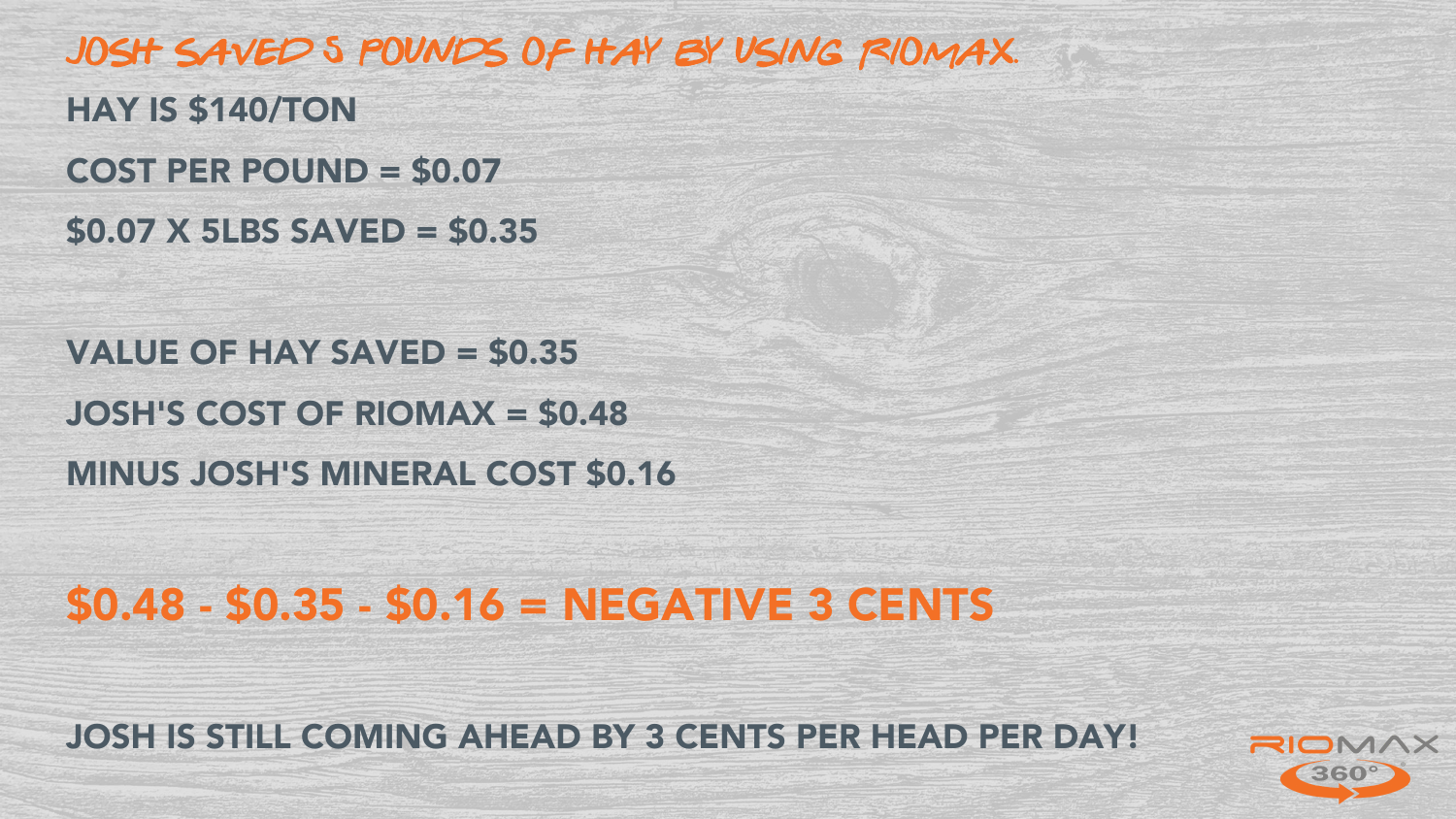# JOSH SAVED 5 POUNDS OF HAY BY USING RIOMAX.

HAY IS $140/TON

COST PER POUND = $0.07

$0.07 X 5LBS SAVED = $0.35

VALUE OF HAY SAVED = $0.35

JOSH'S COST OF RIOMAX = $0.48

MINUS JOSH'S MINERAL COST $0.16

## $0.48 - $0.35 - $0.16 = NEGATIVE 3 CENTS

**JOSH IS STILL COMING AHEAD BY 3 CENTS PER HEAD PER DAY!**

RIOMAX 360°